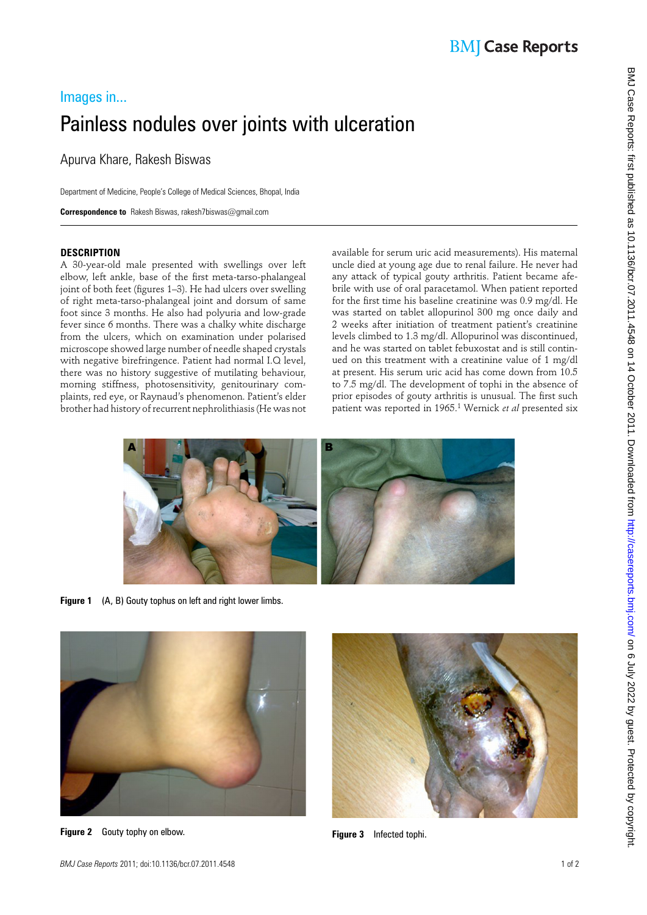Images in...

# Painless nodules over joints with ulceration

Apurva Khare, Rakesh Biswas

Department of Medicine, People's College of Medical Sciences, Bhopal, India

**Correspondence to** Rakesh Biswas, rakesh7biswas@gmail.com

## DESCRIPTION

A 30-year-old male presented with swellings over left elbow, left ankle, base of the first meta-tarso-phalangeal joint of both feet (figures 1–3). He had ulcers over swelling of right meta-tarso-phalangeal joint and dorsum of same foot since 3 months. He also had polyuria and low-grade fever since 6 months. There was a chalky white discharge from the ulcers, which on examination under polarised microscope showed large number of needle shaped crystals with negative birefringence. Patient had normal I.Q level, there was no history suggestive of mutilating behaviour, morning stiffness, photosensitivity, genitourinary complaints, red eye, or Raynaud's phenomenon. Patient's elder brother had history of recurrent nephrolithiasis (He was not available for serum uric acid measurements). His maternal uncle died at young age due to renal failure. He never had any attack of typical gouty arthritis. Patient became afebrile with use of oral paracetamol. When patient reported for the first time his baseline creatinine was 0.9 mg/dl. He was started on tablet allopurinol 300 mg once daily and 2 weeks after initiation of treatment patient's creatinine levels climbed to 1.3 mg/dl. Allopurinol was discontinued, and he was started on tablet febuxostat and is still continued on this treatment with a creatinine value of 1 mg/dl at present. His serum uric acid has come down from 10.5 to 7.5 mg/dl. The development of tophi in the absence of prior episodes of gouty arthritis is unusual. The first such patient was reported in 1965.[1] Wernick *et al* presented six

**Figure 1** (A, B) Gouty tophus on left and right lower limbs.

**Figure 2** Gouty tophy on elbow.

**Figure 3** Infected tophi.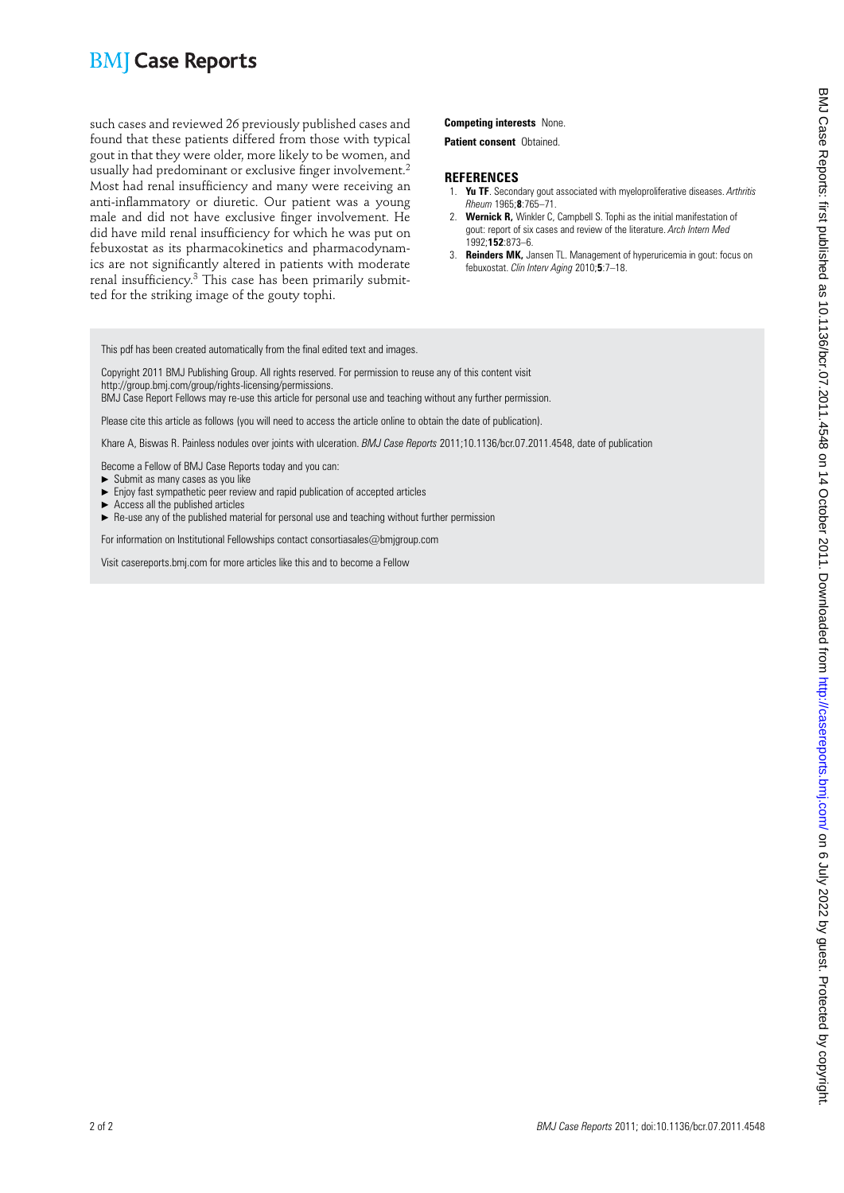such cases and reviewed 26 previously published cases and found that these patients differed from those with typical gout in that they were older, more likely to be women, and usually had predominant or exclusive finger involvement.[2] Most had renal insufficiency and many were receiving an anti-inflammatory or diuretic. Our patient was a young male and did not have exclusive finger involvement. He did have mild renal insufficiency for which he was put on febuxostat as its pharmacokinetics and pharmacodynamics are not significantly altered in patients with moderate renal insufficiency.[3] This case has been primarily submitted for the striking image of the gouty tophi.

**Competing interests** None.

**Patient consent** Obtained.

## REFERENCES

1. **Yu TF**. Secondary gout associated with myeloproliferative diseases. *Arthritis Rheum* 1965;**8**:765–71.
2. **Wernick R,** Winkler C, Campbell S. Tophi as the initial manifestation of gout: report of six cases and review of the literature. *Arch Intern Med* 1992;**152**:873–6.
3. **Reinders MK,** Jansen TL. Management of hyperuricemia in gout: focus on febuxostat. *Clin Interv Aging* 2010;**5**:7–18.

This pdf has been created automatically from the final edited text and images.

Copyright 2011 BMJ Publishing Group. All rights reserved. For permission to reuse any of this content visit http://group.bmj.com/group/rights-licensing/permissions.
BMJ Case Report Fellows may re-use this article for personal use and teaching without any further permission.

Please cite this article as follows (you will need to access the article online to obtain the date of publication).

Khare A, Biswas R. Painless nodules over joints with ulceration. *BMJ Case Reports* 2011;10.1136/bcr.07.2011.4548, date of publication

Become a Fellow of BMJ Case Reports today and you can:

- Submit as many cases as you like
- Enjoy fast sympathetic peer review and rapid publication of accepted articles
- Access all the published articles
- Re-use any of the published material for personal use and teaching without further permission

For information on Institutional Fellowships contact consortiasales@bmjgroup.com

Visit casereports.bmj.com for more articles like this and to become a Fellow